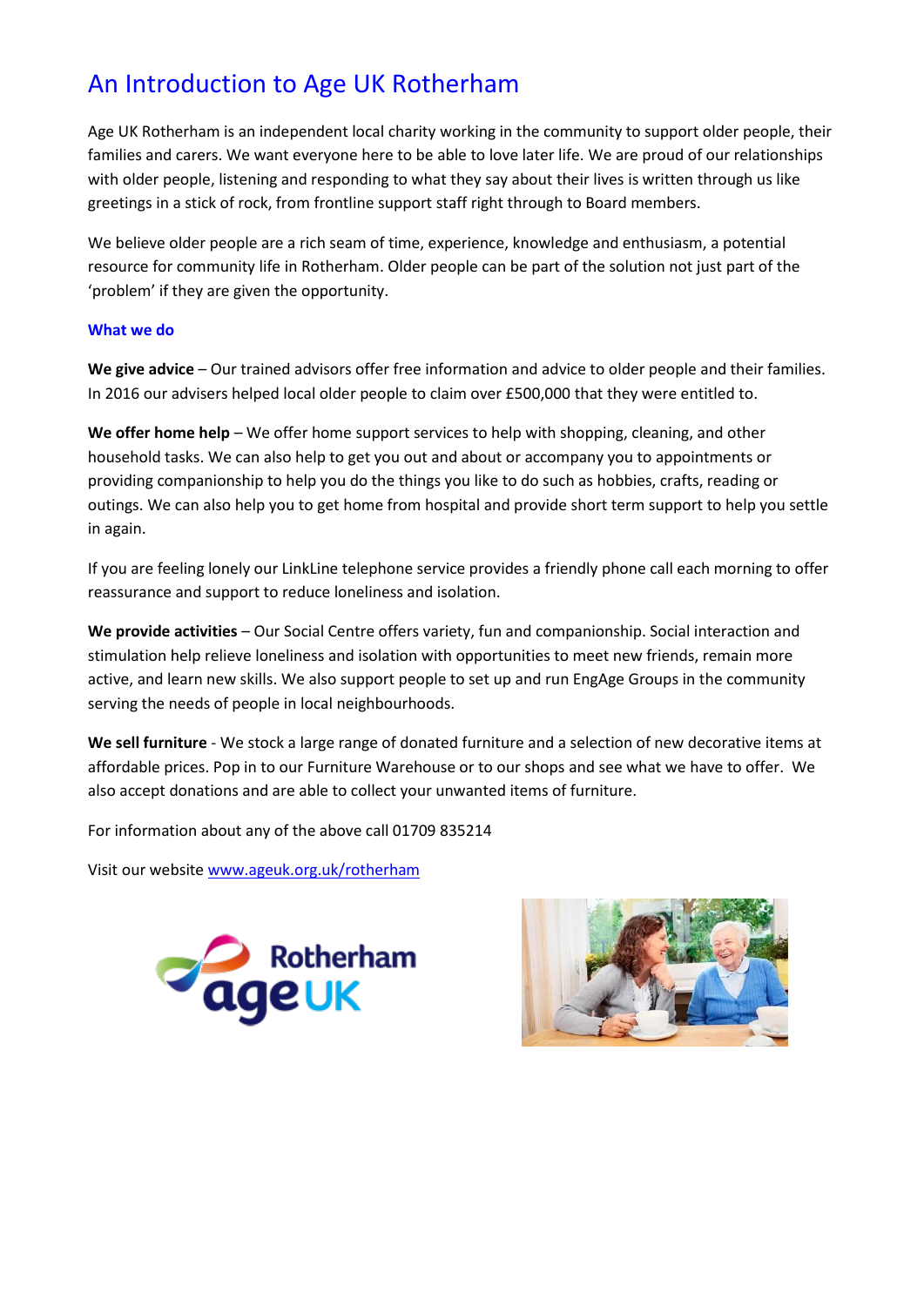# An Introduction to Age UK Rotherham

Age UK Rotherham is an independent local charity working in the community to support older people, their families and carers. We want everyone here to be able to love later life. We are proud of our relationships with older people, listening and responding to what they say about their lives is written through us like greetings in a stick of rock, from frontline support staff right through to Board members.

We believe older people are a rich seam of time, experience, knowledge and enthusiasm, a potential resource for community life in Rotherham. Older people can be part of the solution not just part of the 'problem' if they are given the opportunity.

### What we do

**We give advice** – Our trained advisors offer free information and advice to older people and their families. In 2016 our advisers helped local older people to claim over £500,000 that they were entitled to.

**We offer home help** – We offer home support services to help with shopping, cleaning, and other household tasks. We can also help to get you out and about or accompany you to appointments or providing companionship to help you do the things you like to do such as hobbies, crafts, reading or outings. We can also help you to get home from hospital and provide short term support to help you settle in again.

If you are feeling lonely our LinkLine telephone service provides a friendly phone call each morning to offer reassurance and support to reduce loneliness and isolation.

**We provide activities** – Our Social Centre offers variety, fun and companionship. Social interaction and stimulation help relieve loneliness and isolation with opportunities to meet new friends, remain more active, and learn new skills. We also support people to set up and run EngAge Groups in the community serving the needs of people in local neighbourhoods.

**We sell furniture** - We stock a large range of donated furniture and a selection of new decorative items at affordable prices. Pop in to our Furniture Warehouse or to our shops and see what we have to offer. We also accept donations and are able to collect your unwanted items of furniture.

For information about any of the above call 01709 835214

Visit our website [www.ageuk.org.uk/rotherham](http://www.ageuk.org.uk/rotherham)